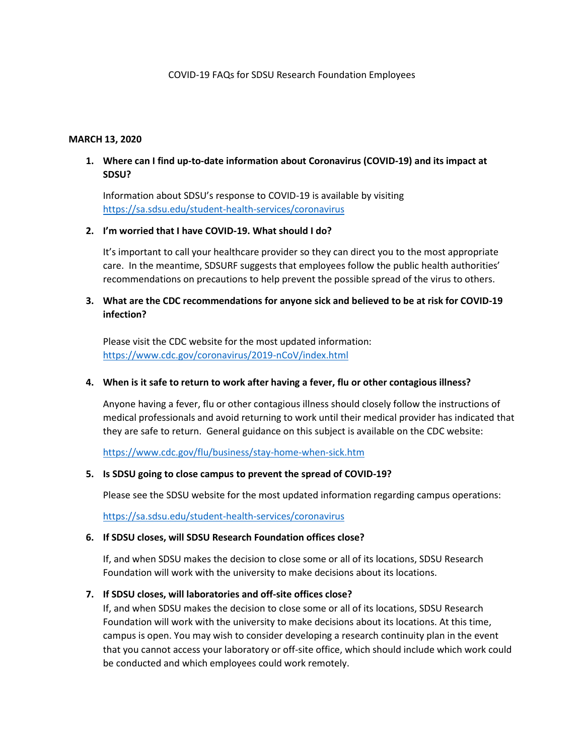# COVID-19 FAQs for SDSU Research Foundation Employees

**MARCH 13, 2020**

1. **Where can I find up-to-date information about Coronavirus (COVID-19) and its impact at SDSU?**

   Information about SDSU's response to COVID-19 is available by visiting https://sa.sdsu.edu/student-health-services/coronavirus

2. **I'm worried that I have COVID-19. What should I do?**

   It's important to call your healthcare provider so they can direct you to the most appropriate care. In the meantime, SDSURF suggests that employees follow the public health authorities' recommendations on precautions to help prevent the possible spread of the virus to others.

3. **What are the CDC recommendations for anyone sick and believed to be at risk for COVID-19 infection?**

   Please visit the CDC website for the most updated information: https://www.cdc.gov/coronavirus/2019-nCoV/index.html

4. **When is it safe to return to work after having a fever, flu or other contagious illness?**

   Anyone having a fever, flu or other contagious illness should closely follow the instructions of medical professionals and avoid returning to work until their medical provider has indicated that they are safe to return. General guidance on this subject is available on the CDC website:

   https://www.cdc.gov/flu/business/stay-home-when-sick.htm

5. **Is SDSU going to close campus to prevent the spread of COVID-19?**

   Please see the SDSU website for the most updated information regarding campus operations:

   https://sa.sdsu.edu/student-health-services/coronavirus

6. **If SDSU closes, will SDSU Research Foundation offices close?**

   If, and when SDSU makes the decision to close some or all of its locations, SDSU Research Foundation will work with the university to make decisions about its locations.

7. **If SDSU closes, will laboratories and off-site offices close?**

   If, and when SDSU makes the decision to close some or all of its locations, SDSU Research Foundation will work with the university to make decisions about its locations. At this time, campus is open. You may wish to consider developing a research continuity plan in the event that you cannot access your laboratory or off-site office, which should include which work could be conducted and which employees could work remotely.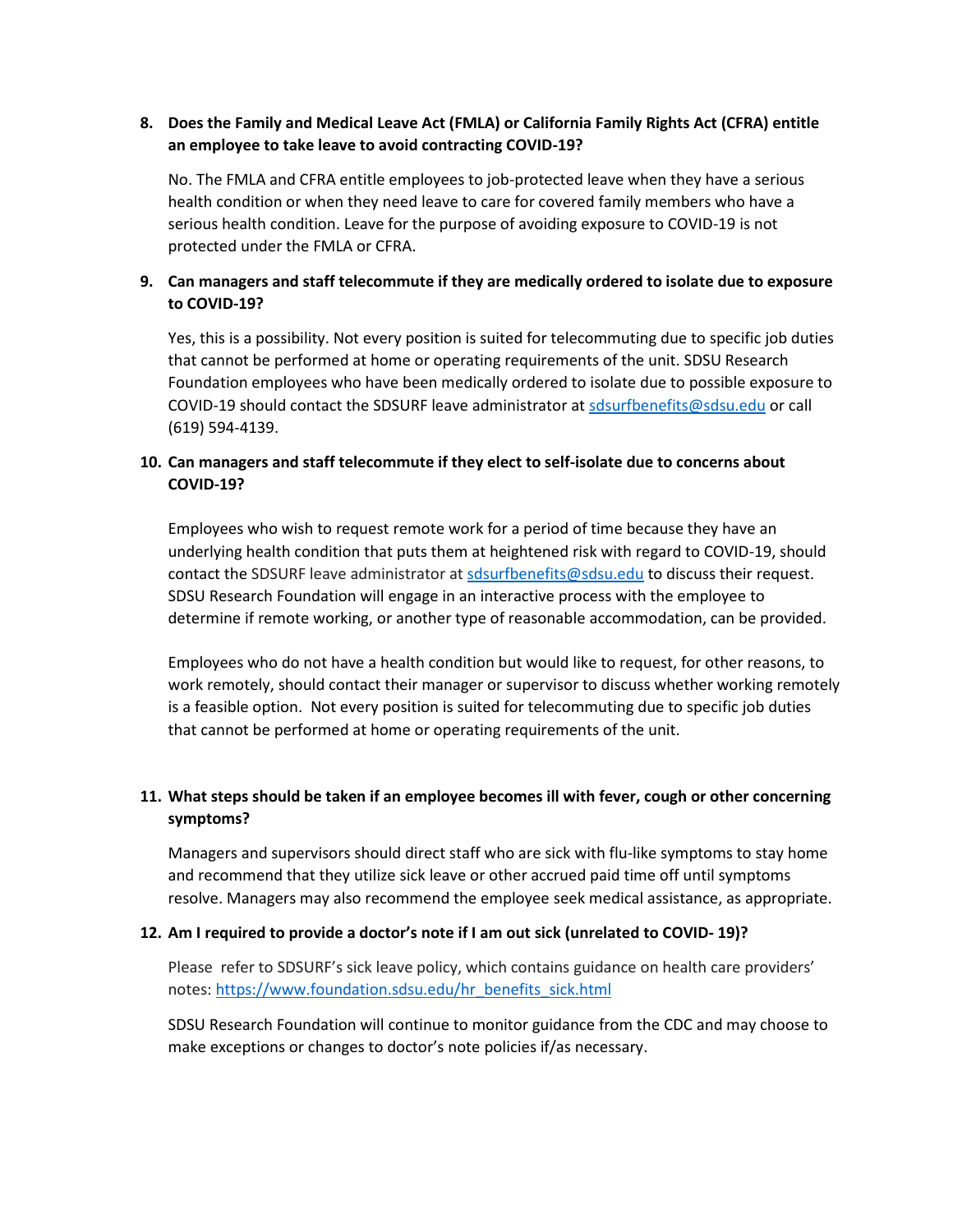8. **Does the Family and Medical Leave Act (FMLA) or California Family Rights Act (CFRA) entitle an employee to take leave to avoid contracting COVID-19?**

   No. The FMLA and CFRA entitle employees to job-protected leave when they have a serious health condition or when they need leave to care for covered family members who have a serious health condition. Leave for the purpose of avoiding exposure to COVID-19 is not protected under the FMLA or CFRA.

9. **Can managers and staff telecommute if they are medically ordered to isolate due to exposure to COVID-19?**

   Yes, this is a possibility. Not every position is suited for telecommuting due to specific job duties that cannot be performed at home or operating requirements of the unit. SDSU Research Foundation employees who have been medically ordered to isolate due to possible exposure to COVID-19 should contact the SDSURF leave administrator at [sdsurfbenefits@sdsu.edu](mailto:sdsurfbenefits@sdsu.edu) or call (619) 594-4139.

10. **Can managers and staff telecommute if they elect to self-isolate due to concerns about COVID-19?**

    Employees who wish to request remote work for a period of time because they have an underlying health condition that puts them at heightened risk with regard to COVID-19, should contact the SDSURF leave administrator at [sdsurfbenefits@sdsu.edu](mailto:sdsurfbenefits@sdsu.edu) to discuss their request. SDSU Research Foundation will engage in an interactive process with the employee to determine if remote working, or another type of reasonable accommodation, can be provided.

    Employees who do not have a health condition but would like to request, for other reasons, to work remotely, should contact their manager or supervisor to discuss whether working remotely is a feasible option. Not every position is suited for telecommuting due to specific job duties that cannot be performed at home or operating requirements of the unit.

11. **What steps should be taken if an employee becomes ill with fever, cough or other concerning symptoms?**

    Managers and supervisors should direct staff who are sick with flu-like symptoms to stay home and recommend that they utilize sick leave or other accrued paid time off until symptoms resolve. Managers may also recommend the employee seek medical assistance, as appropriate.

12. **Am I required to provide a doctor's note if I am out sick (unrelated to COVID- 19)?**

    Please refer to SDSURF's sick leave policy, which contains guidance on health care providers' notes: [https://www.foundation.sdsu.edu/hr_benefits_sick.html](https://www.foundation.sdsu.edu/hr_benefits_sick.html)

    SDSU Research Foundation will continue to monitor guidance from the CDC and may choose to make exceptions or changes to doctor's note policies if/as necessary.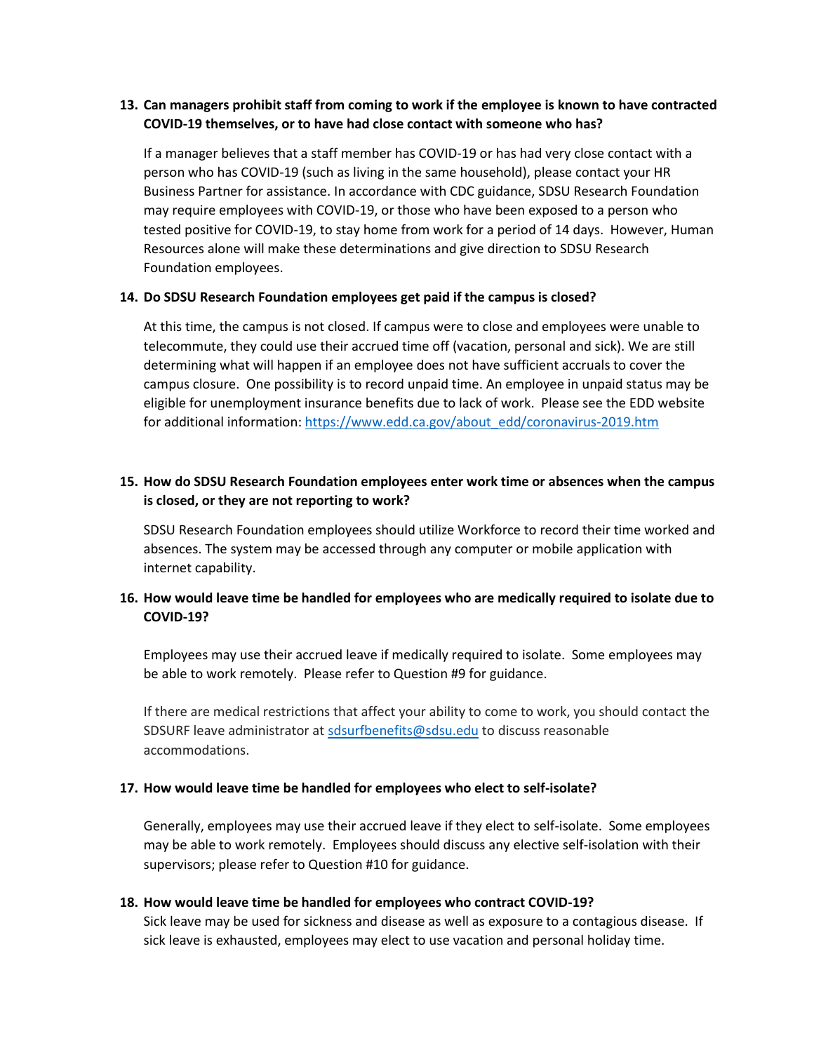**13. Can managers prohibit staff from coming to work if the employee is known to have contracted COVID-19 themselves, or to have had close contact with someone who has?**

If a manager believes that a staff member has COVID-19 or has had very close contact with a person who has COVID-19 (such as living in the same household), please contact your HR Business Partner for assistance. In accordance with CDC guidance, SDSU Research Foundation may require employees with COVID-19, or those who have been exposed to a person who tested positive for COVID-19, to stay home from work for a period of 14 days. However, Human Resources alone will make these determinations and give direction to SDSU Research Foundation employees.

**14. Do SDSU Research Foundation employees get paid if the campus is closed?**

At this time, the campus is not closed. If campus were to close and employees were unable to telecommute, they could use their accrued time off (vacation, personal and sick). We are still determining what will happen if an employee does not have sufficient accruals to cover the campus closure. One possibility is to record unpaid time. An employee in unpaid status may be eligible for unemployment insurance benefits due to lack of work. Please see the EDD website for additional information: https://www.edd.ca.gov/about_edd/coronavirus-2019.htm

**15. How do SDSU Research Foundation employees enter work time or absences when the campus is closed, or they are not reporting to work?**

SDSU Research Foundation employees should utilize Workforce to record their time worked and absences. The system may be accessed through any computer or mobile application with internet capability.

**16. How would leave time be handled for employees who are medically required to isolate due to COVID-19?**

Employees may use their accrued leave if medically required to isolate. Some employees may be able to work remotely. Please refer to Question #9 for guidance.

If there are medical restrictions that affect your ability to come to work, you should contact the SDSURF leave administrator at sdsurfbenefits@sdsu.edu to discuss reasonable accommodations.

**17. How would leave time be handled for employees who elect to self-isolate?**

Generally, employees may use their accrued leave if they elect to self-isolate. Some employees may be able to work remotely. Employees should discuss any elective self-isolation with their supervisors; please refer to Question #10 for guidance.

**18. How would leave time be handled for employees who contract COVID-19?**

Sick leave may be used for sickness and disease as well as exposure to a contagious disease. If sick leave is exhausted, employees may elect to use vacation and personal holiday time.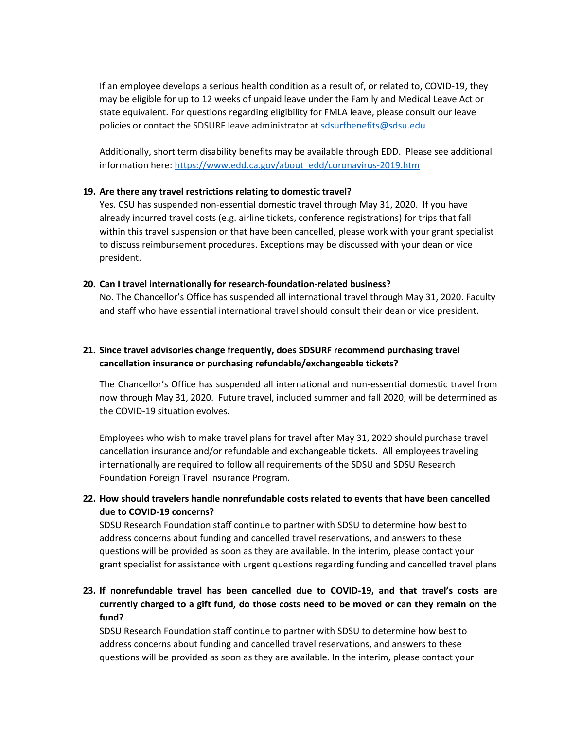If an employee develops a serious health condition as a result of, or related to, COVID-19, they may be eligible for up to 12 weeks of unpaid leave under the Family and Medical Leave Act or state equivalent. For questions regarding eligibility for FMLA leave, please consult our leave policies or contact the SDSURF leave administrator at sdsurfbenefits@sdsu.edu

Additionally, short term disability benefits may be available through EDD. Please see additional information here: https://www.edd.ca.gov/about_edd/coronavirus-2019.htm

**19. Are there any travel restrictions relating to domestic travel?**

Yes. CSU has suspended non-essential domestic travel through May 31, 2020. If you have already incurred travel costs (e.g. airline tickets, conference registrations) for trips that fall within this travel suspension or that have been cancelled, please work with your grant specialist to discuss reimbursement procedures. Exceptions may be discussed with your dean or vice president.

**20. Can I travel internationally for research-foundation-related business?**

No. The Chancellor's Office has suspended all international travel through May 31, 2020. Faculty and staff who have essential international travel should consult their dean or vice president.

**21. Since travel advisories change frequently, does SDSURF recommend purchasing travel cancellation insurance or purchasing refundable/exchangeable tickets?**

The Chancellor's Office has suspended all international and non-essential domestic travel from now through May 31, 2020. Future travel, included summer and fall 2020, will be determined as the COVID-19 situation evolves.

Employees who wish to make travel plans for travel after May 31, 2020 should purchase travel cancellation insurance and/or refundable and exchangeable tickets. All employees traveling internationally are required to follow all requirements of the SDSU and SDSU Research Foundation Foreign Travel Insurance Program.

**22. How should travelers handle nonrefundable costs related to events that have been cancelled due to COVID-19 concerns?**

SDSU Research Foundation staff continue to partner with SDSU to determine how best to address concerns about funding and cancelled travel reservations, and answers to these questions will be provided as soon as they are available. In the interim, please contact your grant specialist for assistance with urgent questions regarding funding and cancelled travel plans

**23. If nonrefundable travel has been cancelled due to COVID-19, and that travel's costs are currently charged to a gift fund, do those costs need to be moved or can they remain on the fund?**

SDSU Research Foundation staff continue to partner with SDSU to determine how best to address concerns about funding and cancelled travel reservations, and answers to these questions will be provided as soon as they are available. In the interim, please contact your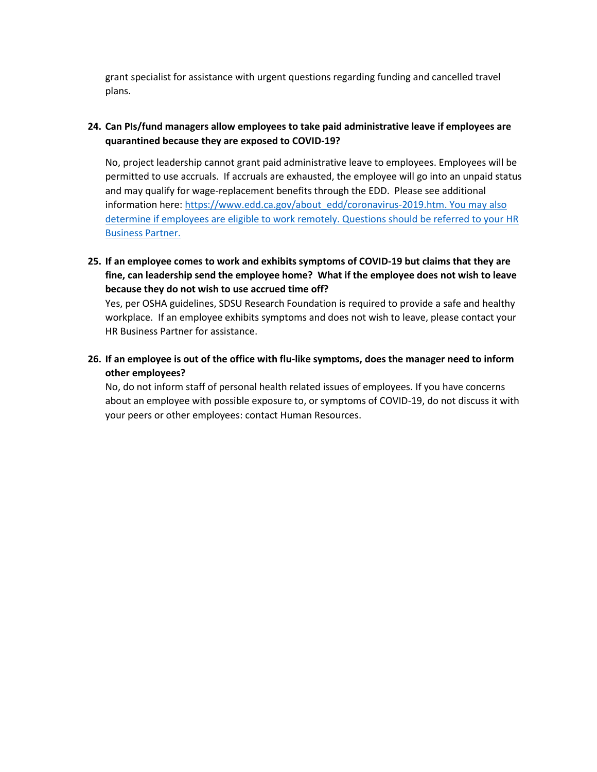grant specialist for assistance with urgent questions regarding funding and cancelled travel plans.

24. **Can PIs/fund managers allow employees to take paid administrative leave if employees are quarantined because they are exposed to COVID-19?**

    No, project leadership cannot grant paid administrative leave to employees. Employees will be permitted to use accruals. If accruals are exhausted, the employee will go into an unpaid status and may qualify for wage-replacement benefits through the EDD. Please see additional information here: https://www.edd.ca.gov/about_edd/coronavirus-2019.htm. You may also determine if employees are eligible to work remotely. Questions should be referred to your HR Business Partner.

25. **If an employee comes to work and exhibits symptoms of COVID-19 but claims that they are fine, can leadership send the employee home? What if the employee does not wish to leave because they do not wish to use accrued time off?**

    Yes, per OSHA guidelines, SDSU Research Foundation is required to provide a safe and healthy workplace. If an employee exhibits symptoms and does not wish to leave, please contact your HR Business Partner for assistance.

26. **If an employee is out of the office with flu-like symptoms, does the manager need to inform other employees?**

    No, do not inform staff of personal health related issues of employees. If you have concerns about an employee with possible exposure to, or symptoms of COVID-19, do not discuss it with your peers or other employees: contact Human Resources.